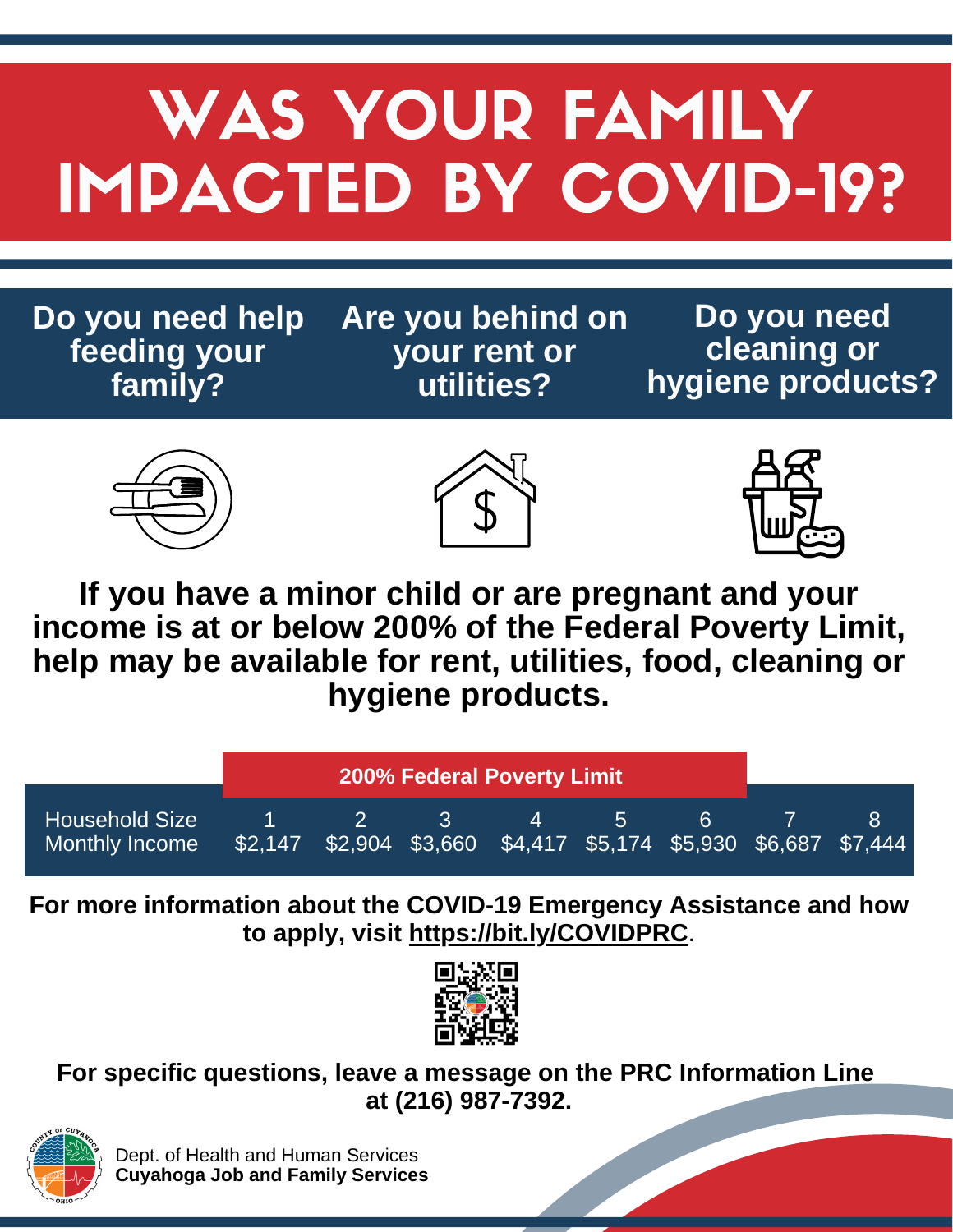# WAS YOUR FAMILY IMPACTED BY COVID-19?

**Do you need help feeding your family?**

**Are you behind on your rent or utilities?**

**Do you need cleaning or hygiene products?**

**If you have a minor child or are pregnant and your income is at or below 200% of the Federal Poverty Limit, help may be available for rent, utilities, food, cleaning or hygiene products.**

| | 200% Federal Poverty Limit | | | | | | | |
|---|---|---|---|---|---|---|---|---|
| Household Size | 1 | 2 | 3 | 4 | 5 | 6 | 7 | 8 |
| Monthly Income | $2,147 | $2,904 | $3,660 | $4,417 | $5,174 | $5,930 | $6,687 | $7,444 |

**For more information about the COVID-19 Emergency Assistance and how to apply, visit https://bit.ly/COVIDPRC.**

**For specific questions, leave a message on the PRC Information Line at (216) 987-7392.**

Dept. of Health and Human Services
**Cuyahoga Job and Family Services**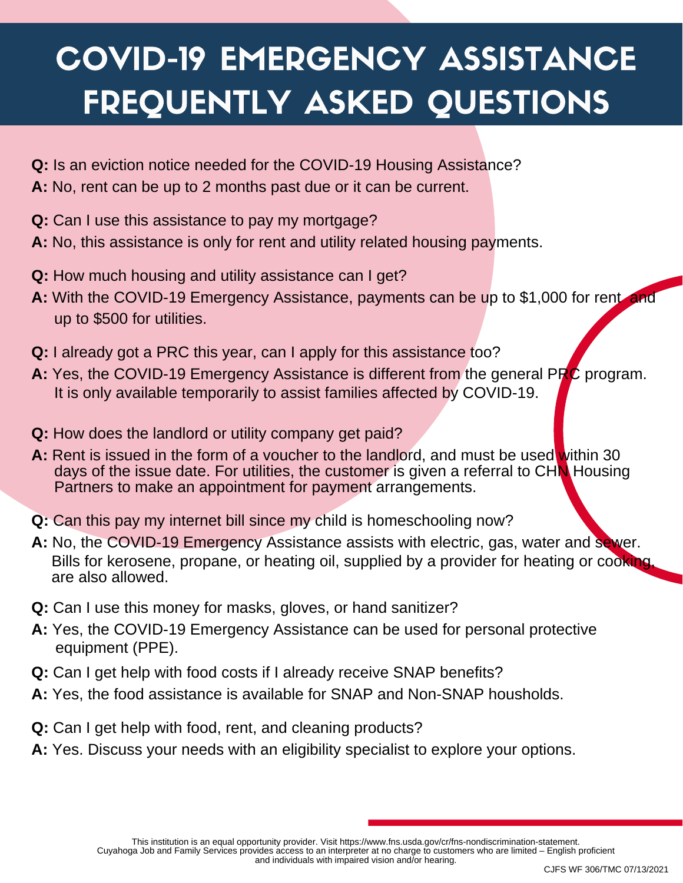# COVID-19 EMERGENCY ASSISTANCE FREQUENTLY ASKED QUESTIONS

**Q:** Is an eviction notice needed for the COVID-19 Housing Assistance?
**A:** No, rent can be up to 2 months past due or it can be current.

**Q:** Can I use this assistance to pay my mortgage?
**A:** No, this assistance is only for rent and utility related housing payments.

**Q:** How much housing and utility assistance can I get?
**A:** With the COVID-19 Emergency Assistance, payments can be up to $1,000 for rent and up to $500 for utilities.

**Q:** I already got a PRC this year, can I apply for this assistance too?
**A:** Yes, the COVID-19 Emergency Assistance is different from the general PRC program. It is only available temporarily to assist families affected by COVID-19.

**Q:** How does the landlord or utility company get paid?
**A:** Rent is issued in the form of a voucher to the landlord, and must be used within 30 days of the issue date. For utilities, the customer is given a referral to CHN Housing Partners to make an appointment for payment arrangements.

**Q:** Can this pay my internet bill since my child is homeschooling now?
**A:** No, the COVID-19 Emergency Assistance assists with electric, gas, water and sewer. Bills for kerosene, propane, or heating oil, supplied by a provider for heating or cooking, are also allowed.

**Q:** Can I use this money for masks, gloves, or hand sanitizer?
**A:** Yes, the COVID-19 Emergency Assistance can be used for personal protective equipment (PPE).

**Q:** Can I get help with food costs if I already receive SNAP benefits?
**A:** Yes, the food assistance is available for SNAP and Non-SNAP housholds.

**Q:** Can I get help with food, rent, and cleaning products?
**A:** Yes. Discuss your needs with an eligibility specialist to explore your options.

This institution is an equal opportunity provider. Visit https://www.fns.usda.gov/cr/fns-nondiscrimination-statement.
Cuyahoga Job and Family Services provides access to an interpreter at no charge to customers who are limited – English proficient and individuals with impaired vision and/or hearing.

CJFS WF 306/TMC 07/13/2021